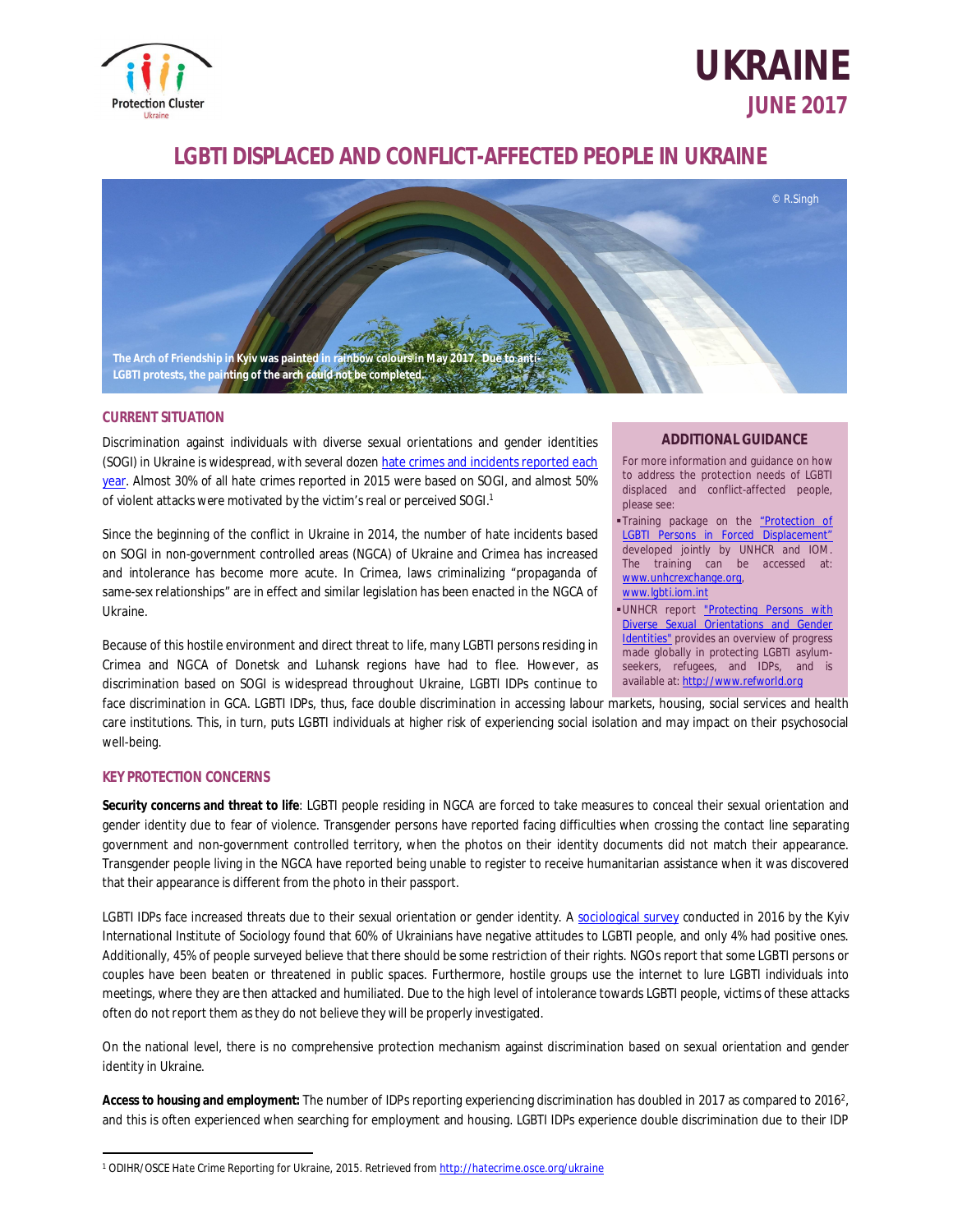# UKRAINE

## JUNE 2017

# LGBTI DISPLACED AND CONFLICT-AFFECTED PEOPLE IN UKRAINE

© R.Singh

The Arch of Friendship in Kyiv was painted in rainbow colours in May 2017. Due to anti-LGBTI protests, the painting of the arch could not be completed.

## CURRENT SITUATION

Discrimination against individuals with diverse sexual orientations and gender identities (SOGI) in Ukraine is widespread, with several dozen hate crimes and incidents reported each year. Almost 30% of all hate crimes reported in 2015 were based on SOGI, and almost 50% of violent attacks were motivated by the victim's real or perceived SOGI.[1]

Since the beginning of the conflict in Ukraine in 2014, the number of hate incidents based on SOGI in non-government controlled areas (NGCA) of Ukraine and Crimea has increased and intolerance has become more acute. In Crimea, laws criminalizing "propaganda of same-sex relationships" are in effect and similar legislation has been enacted in the NGCA of Ukraine.

Because of this hostile environment and direct threat to life, many LGBTI persons residing in Crimea and NGCA of Donetsk and Luhansk regions have had to flee. However, as discrimination based on SOGI is widespread throughout Ukraine, LGBTI IDPs continue to face discrimination in GCA. LGBTI IDPs, thus, face double discrimination in accessing labour markets, housing, social services and health care institutions. This, in turn, puts LGBTI individuals at higher risk of experiencing social isolation and may impact on their psychosocial well-being.

### ADDITIONAL GUIDANCE

For more information and guidance on how to address the protection needs of LGBTI displaced and conflict-affected people, please see:

- Training package on the "Protection of LGBTI Persons in Forced Displacement" developed jointly by UNHCR and IOM. The training can be accessed at: www.unhcrexchange.org, www.lgbti.iom.int
- UNHCR report "Protecting Persons with Diverse Sexual Orientations and Gender Identities" provides an overview of progress made globally in protecting LGBTI asylum-seekers, refugees, and IDPs, and is available at: http://www.refworld.org

## KEY PROTECTION CONCERNS

**Security concerns and threat to life**: LGBTI people residing in NGCA are forced to take measures to conceal their sexual orientation and gender identity due to fear of violence. Transgender persons have reported facing difficulties when crossing the contact line separating government and non-government controlled territory, when the photos on their identity documents did not match their appearance. Transgender people living in the NGCA have reported being unable to register to receive humanitarian assistance when it was discovered that their appearance is different from the photo in their passport.

LGBTI IDPs face increased threats due to their sexual orientation or gender identity. A sociological survey conducted in 2016 by the Kyiv International Institute of Sociology found that 60% of Ukrainians have negative attitudes to LGBTI people, and only 4% had positive ones. Additionally, 45% of people surveyed believe that there should be some restriction of their rights. NGOs report that some LGBTI persons or couples have been beaten or threatened in public spaces. Furthermore, hostile groups use the internet to lure LGBTI individuals into meetings, where they are then attacked and humiliated. Due to the high level of intolerance towards LGBTI people, victims of these attacks often do not report them as they do not believe they will be properly investigated.

On the national level, there is no comprehensive protection mechanism against discrimination based on sexual orientation and gender identity in Ukraine.

**Access to housing and employment:** The number of IDPs reporting experiencing discrimination has doubled in 2017 as compared to 2016[2], and this is often experienced when searching for employment and housing. LGBTI IDPs experience double discrimination due to their IDP

[1] ODIHR/OSCE Hate Crime Reporting for Ukraine, 2015. Retrieved from http://hatecrime.osce.org/ukraine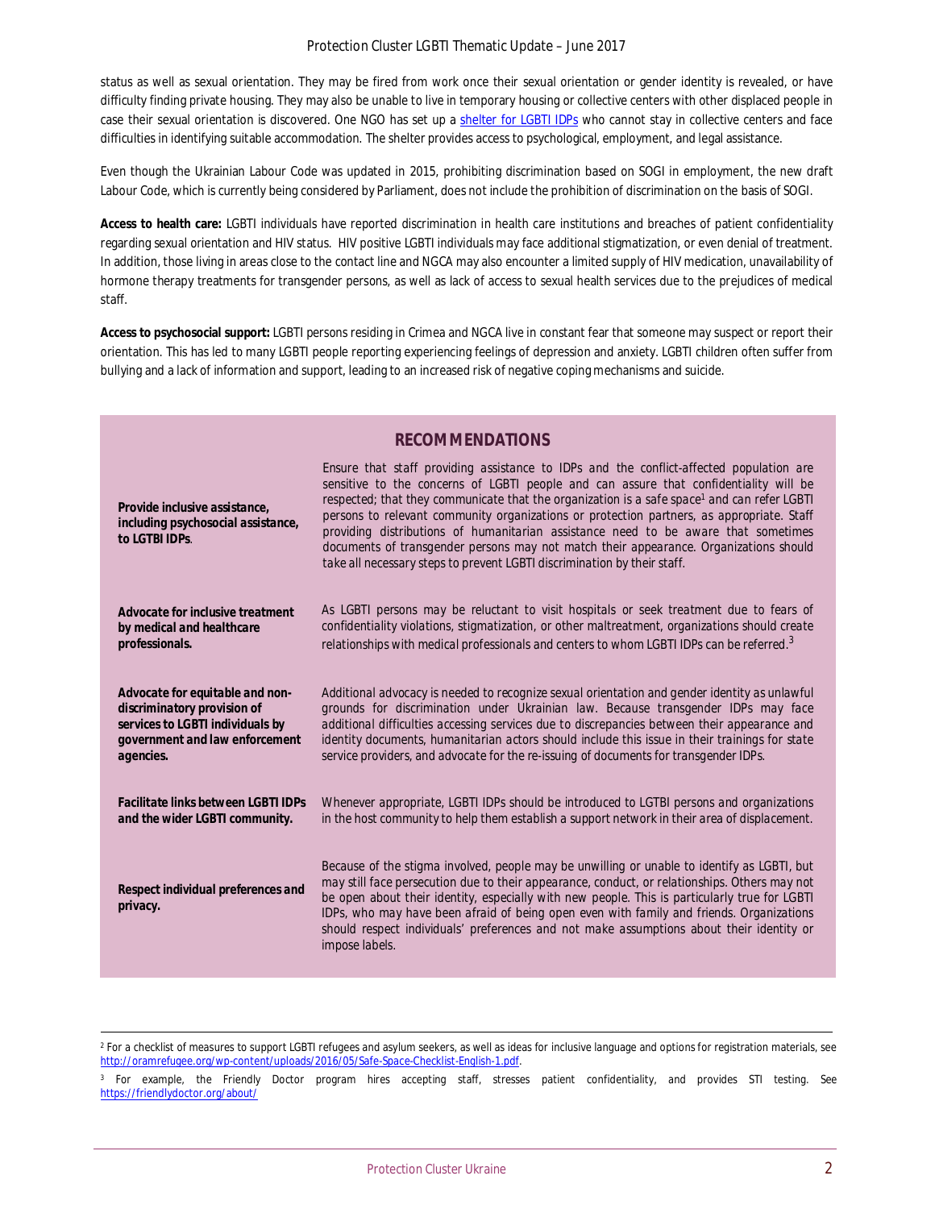status as well as sexual orientation. They may be fired from work once their sexual orientation or gender identity is revealed, or have difficulty finding private housing. They may also be unable to live in temporary housing or collective centers with other displaced people in case their sexual orientation is discovered. One NGO has set up a shelter for LGBTI IDPs who cannot stay in collective centers and face difficulties in identifying suitable accommodation. The shelter provides access to psychological, employment, and legal assistance.

Even though the Ukrainian Labour Code was updated in 2015, prohibiting discrimination based on SOGI in employment, the new draft Labour Code, which is currently being considered by Parliament, does not include the prohibition of discrimination on the basis of SOGI.

**Access to health care:** LGBTI individuals have reported discrimination in health care institutions and breaches of patient confidentiality regarding sexual orientation and HIV status. HIV positive LGBTI individuals may face additional stigmatization, or even denial of treatment. In addition, those living in areas close to the contact line and NGCA may also encounter a limited supply of HIV medication, unavailability of hormone therapy treatments for transgender persons, as well as lack of access to sexual health services due to the prejudices of medical staff.

**Access to psychosocial support:** LGBTI persons residing in Crimea and NGCA live in constant fear that someone may suspect or report their orientation. This has led to many LGBTI people reporting experiencing feelings of depression and anxiety. LGBTI children often suffer from bullying and a lack of information and support, leading to an increased risk of negative coping mechanisms and suicide.

## RECOMMENDATIONS

| | |
|---|---|
| **Provide inclusive assistance, including psychosocial assistance, to LGTBI IDPs**. | *Ensure that staff providing assistance to IDPs and the conflict-affected population are sensitive to the concerns of LGBTI people and can assure that confidentiality will be respected; that they communicate that the organization is a safe space[1] and can refer LGBTI persons to relevant community organizations or protection partners, as appropriate. Staff providing distributions of humanitarian assistance need to be aware that sometimes documents of transgender persons may not match their appearance. Organizations should take all necessary steps to prevent LGBTI discrimination by their staff.* |
| **Advocate for inclusive treatment by medical and healthcare professionals.** | *As LGBTI persons may be reluctant to visit hospitals or seek treatment due to fears of confidentiality violations, stigmatization, or other maltreatment, organizations should create relationships with medical professionals and centers to whom LGBTI IDPs can be referred.[3]* |
| **Advocate for equitable and non-discriminatory provision of services to LGBTI individuals by government and law enforcement agencies.** | *Additional advocacy is needed to recognize sexual orientation and gender identity as unlawful grounds for discrimination under Ukrainian law. Because transgender IDPs may face additional difficulties accessing services due to discrepancies between their appearance and identity documents, humanitarian actors should include this issue in their trainings for state service providers, and advocate for the re-issuing of documents for transgender IDPs.* |
| **Facilitate links between LGBTI IDPs and the wider LGBTI community.** | *Whenever appropriate, LGBTI IDPs should be introduced to LGTBI persons and organizations in the host community to help them establish a support network in their area of displacement.* |
| **Respect individual preferences and privacy.** | *Because of the stigma involved, people may be unwilling or unable to identify as LGBTI, but may still face persecution due to their appearance, conduct, or relationships. Others may not be open about their identity, especially with new people. This is particularly true for LGBTI IDPs, who may have been afraid of being open even with family and friends. Organizations should respect individuals' preferences and not make assumptions about their identity or impose labels.* |

[2] For a checklist of measures to support LGBTI refugees and asylum seekers, as well as ideas for inclusive language and options for registration materials, see http://oramrefugee.org/wp-content/uploads/2016/05/Safe-Space-Checklist-English-1.pdf.

[3] For example, the Friendly Doctor program hires accepting staff, stresses patient confidentiality, and provides STI testing. See https://friendlydoctor.org/about/